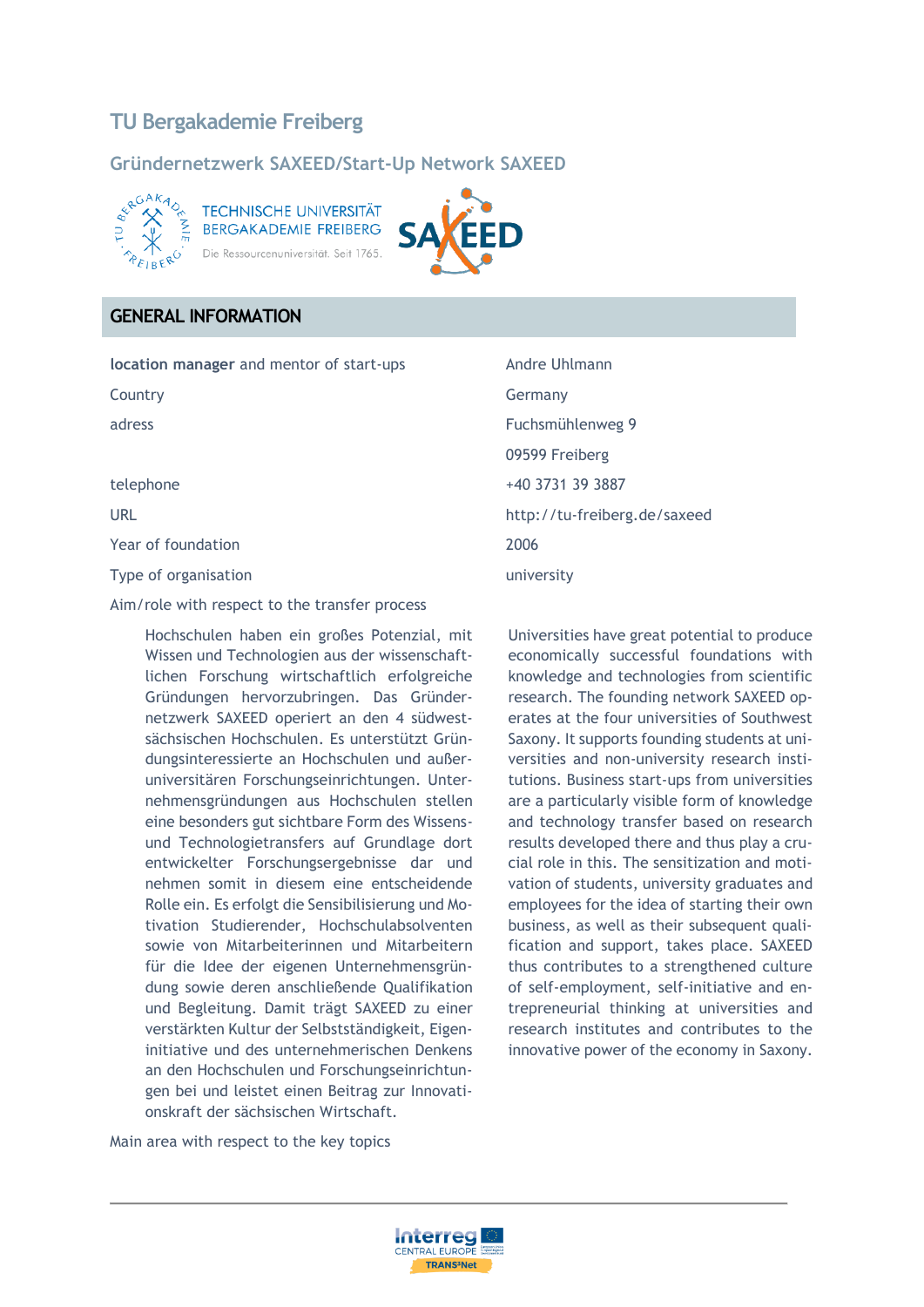# TU Bergakademie Freiberg

## Gründernetzwerk SAXEED/Start-Up Network SAXEED

## GENERAL INFORMATION

| | |
|---|---|
| **location manager** and mentor of start-ups | Andre Uhlmann |
| Country | Germany |
| adress | Fuchsmühlenweg 9 |
| | 09599 Freiberg |
| telephone | +40 3731 39 3887 |
| URL | http://tu-freiberg.de/saxeed |
| Year of foundation | 2006 |
| Type of organisation | university |

Aim/role with respect to the transfer process

Hochschulen haben ein großes Potenzial, mit Wissen und Technologien aus der wissenschaftlichen Forschung wirtschaftlich erfolgreiche Gründungen hervorzubringen. Das Gründernetzwerk SAXEED operiert an den 4 südwestsächsischen Hochschulen. Es unterstützt Gründungsinteressierte an Hochschulen und außeruniversitären Forschungseinrichtungen. Unternehmensgründungen aus Hochschulen stellen eine besonders gut sichtbare Form des Wissens- und Technologietransfers auf Grundlage dort entwickelter Forschungsergebnisse dar und nehmen somit in diesem eine entscheidende Rolle ein. Es erfolgt die Sensibilisierung und Motivation Studierender, Hochschulabsolventen sowie von Mitarbeiterinnen und Mitarbeitern für die Idee der eigenen Unternehmensgründung sowie deren anschließende Qualifikation und Begleitung. Damit trägt SAXEED zu einer verstärkten Kultur der Selbstständigkeit, Eigeninitiative und des unternehmerischen Denkens an den Hochschulen und Forschungseinrichtungen bei und leistet einen Beitrag zur Innovationskraft der sächsischen Wirtschaft.

Universities have great potential to produce economically successful foundations with knowledge and technologies from scientific research. The founding network SAXEED operates at the four universities of Southwest Saxony. It supports founding students at universities and non-university research institutions. Business start-ups from universities are a particularly visible form of knowledge and technology transfer based on research results developed there and thus play a crucial role in this. The sensitization and motivation of students, university graduates and employees for the idea of starting their own business, as well as their subsequent qualification and support, takes place. SAXEED thus contributes to a strengthened culture of self-employment, self-initiative and entrepreneurial thinking at universities and research institutes and contributes to the innovative power of the economy in Saxony.

Main area with respect to the key topics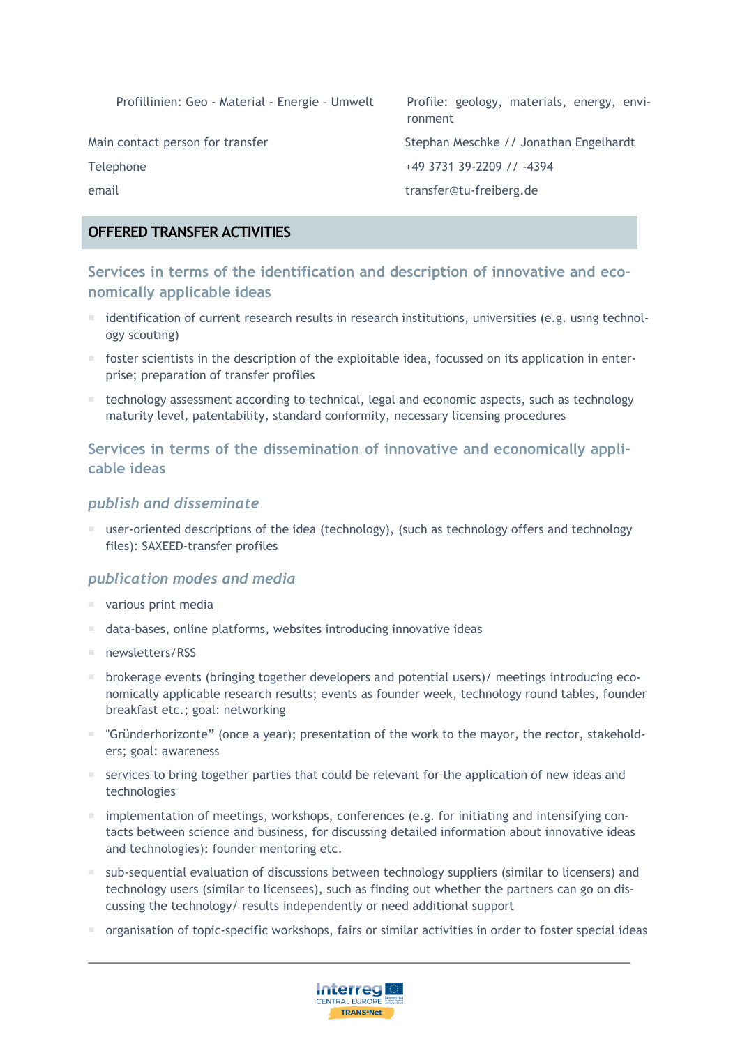| Profillinien: Geo - Material - Energie – Umwelt | Profile: geology, materials, energy, environment |
|---|---|
| Main contact person for transfer | Stephan Meschke // Jonathan Engelhardt |
| Telephone | +49 3731 39-2209 // -4394 |
| email | transfer@tu-freiberg.de |

## OFFERED TRANSFER ACTIVITIES

### Services in terms of the identification and description of innovative and economically applicable ideas

- identification of current research results in research institutions, universities (e.g. using technology scouting)
- foster scientists in the description of the exploitable idea, focussed on its application in enterprise; preparation of transfer profiles
- technology assessment according to technical, legal and economic aspects, such as technology maturity level, patentability, standard conformity, necessary licensing procedures

### Services in terms of the dissemination of innovative and economically applicable ideas

#### *publish and disseminate*

- user-oriented descriptions of the idea (technology), (such as technology offers and technology files): SAXEED-transfer profiles

#### *publication modes and media*

- various print media
- data-bases, online platforms, websites introducing innovative ideas
- newsletters/RSS
- brokerage events (bringing together developers and potential users)/ meetings introducing economically applicable research results; events as founder week, technology round tables, founder breakfast etc.; goal: networking
- "Gründerhorizonte" (once a year); presentation of the work to the mayor, the rector, stakeholders; goal: awareness
- services to bring together parties that could be relevant for the application of new ideas and technologies
- implementation of meetings, workshops, conferences (e.g. for initiating and intensifying contacts between science and business, for discussing detailed information about innovative ideas and technologies): founder mentoring etc.
- sub-sequential evaluation of discussions between technology suppliers (similar to licensers) and technology users (similar to licensees), such as finding out whether the partners can go on discussing the technology/ results independently or need additional support
- organisation of topic-specific workshops, fairs or similar activities in order to foster special ideas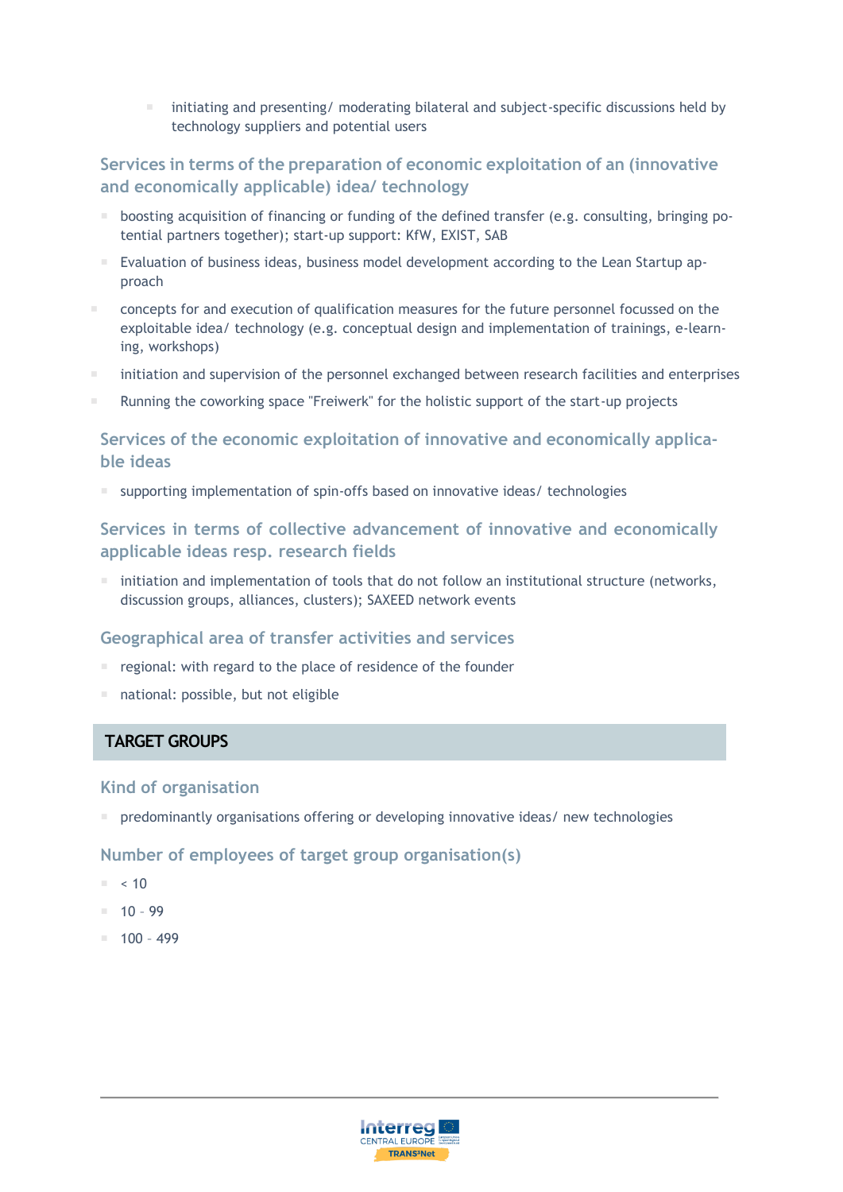- initiating and presenting/ moderating bilateral and subject-specific discussions held by technology suppliers and potential users

### Services in terms of the preparation of economic exploitation of an (innovative and economically applicable) idea/ technology

- boosting acquisition of financing or funding of the defined transfer (e.g. consulting, bringing potential partners together); start-up support: KfW, EXIST, SAB
- Evaluation of business ideas, business model development according to the Lean Startup approach
- concepts for and execution of qualification measures for the future personnel focussed on the exploitable idea/ technology (e.g. conceptual design and implementation of trainings, e-learning, workshops)
- initiation and supervision of the personnel exchanged between research facilities and enterprises
- Running the coworking space "Freiwerk" for the holistic support of the start-up projects

### Services of the economic exploitation of innovative and economically applicable ideas

- supporting implementation of spin-offs based on innovative ideas/ technologies

### Services in terms of collective advancement of innovative and economically applicable ideas resp. research fields

- initiation and implementation of tools that do not follow an institutional structure (networks, discussion groups, alliances, clusters); SAXEED network events

### Geographical area of transfer activities and services

- regional: with regard to the place of residence of the founder
- national: possible, but not eligible

## TARGET GROUPS

### Kind of organisation

- predominantly organisations offering or developing innovative ideas/ new technologies

### Number of employees of target group organisation(s)

- < 10
- 10 – 99
- 100 – 499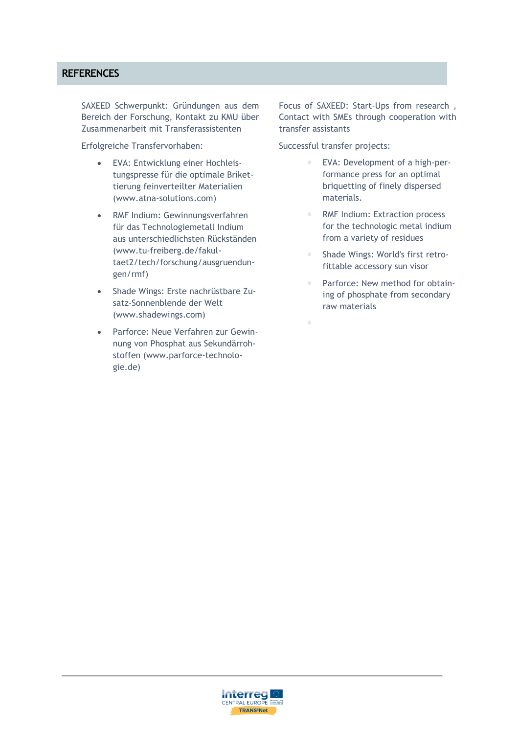## REFERENCES

SAXEED Schwerpunkt: Gründungen aus dem Bereich der Forschung, Kontakt zu KMU über Zusammenarbeit mit Transferassistenten

Erfolgreiche Transfervorhaben:

- EVA: Entwicklung einer Hochleistungspresse für die optimale Brikettierung feinverteilter Materialien (www.atna-solutions.com)
- RMF Indium: Gewinnungsverfahren für das Technologiemetall Indium aus unterschiedlichsten Rückständen (www.tu-freiberg.de/fakultaet2/tech/forschung/ausgruendungen/rmf)
- Shade Wings: Erste nachrüstbare Zusatz-Sonnenblende der Welt (www.shadewings.com)
- Parforce: Neue Verfahren zur Gewinnung von Phosphat aus Sekundärrohstoffen (www.parforce-technologie.de)

Focus of SAXEED: Start-Ups from research , Contact with SMEs through cooperation with transfer assistants

Successful transfer projects:

- EVA: Development of a high-performance press for an optimal briquetting of finely dispersed materials.
- RMF Indium: Extraction process for the technologic metal indium from a variety of residues
- Shade Wings: World's first retrofittable accessory sun visor
- Parforce: New method for obtaining of phosphate from secondary raw materials